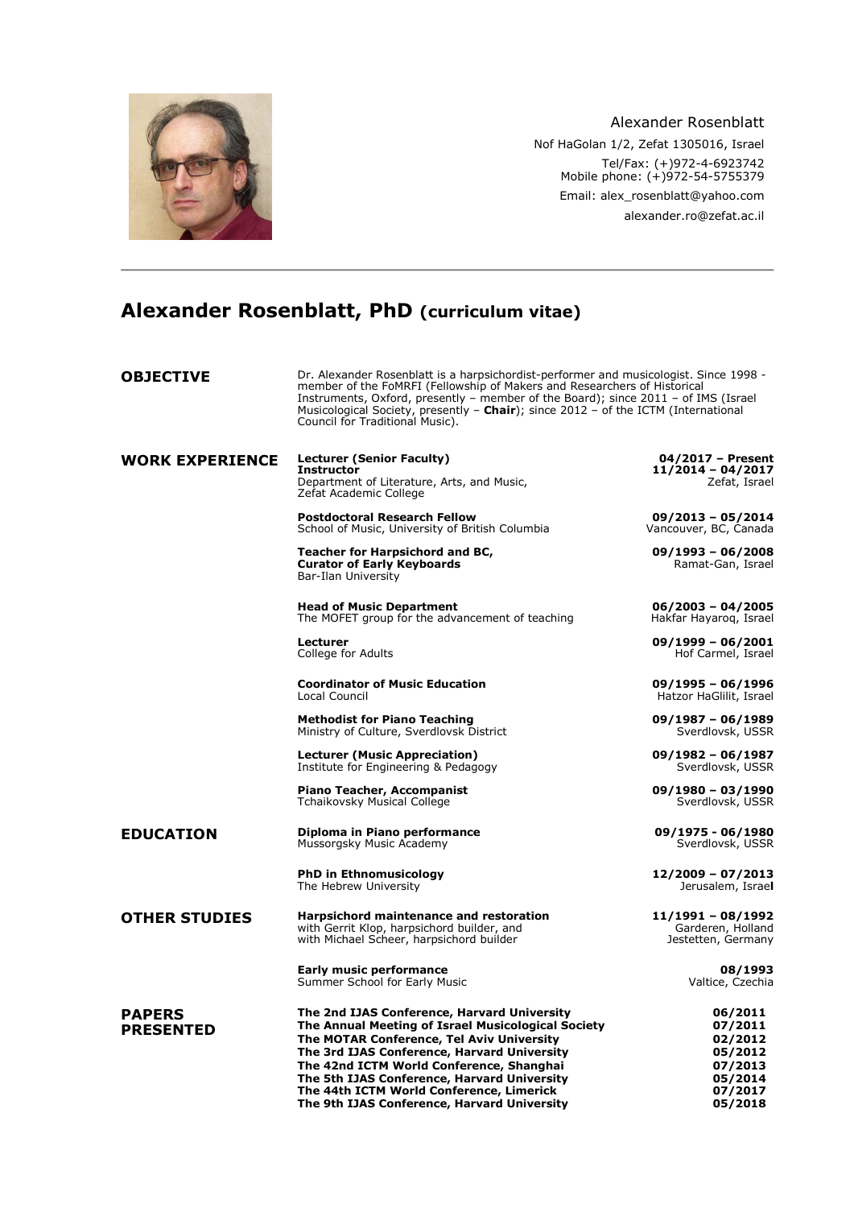Alexander Rosenblatt
Nof HaGolan 1/2, Zefat 1305016, Israel
Tel/Fax: (+)972-4-6923742
Mobile phone: (+)972-54-5755379
Email: alex_rosenblatt@yahoo.com
alexander.ro@zefat.ac.il

---

# Alexander Rosenblatt, PhD (curriculum vitae)

## OBJECTIVE

Dr. Alexander Rosenblatt is a harpsichordist-performer and musicologist. Since 1998 - member of the FoMRFI (Fellowship of Makers and Researchers of Historical Instruments, Oxford, presently – member of the Board); since 2011 – of IMS (Israel Musicological Society, presently – **Chair**); since 2012 – of the ICTM (International Council for Traditional Music).

## WORK EXPERIENCE

**Lecturer (Senior Faculty)** — **04/2017 – Present**
**Instructor** — **11/2014 – 04/2017**
Department of Literature, Arts, and Music, Zefat Academic College — Zefat, Israel

**Postdoctoral Research Fellow** — **09/2013 – 05/2014**
School of Music, University of British Columbia — Vancouver, BC, Canada

**Teacher for Harpsichord and BC,**
**Curator of Early Keyboards** — **09/1993 – 06/2008**
Bar-Ilan University — Ramat-Gan, Israel

**Head of Music Department** — **06/2003 – 04/2005**
The MOFET group for the advancement of teaching — Hakfar Hayaroq, Israel

**Lecturer** — **09/1999 – 06/2001**
College for Adults — Hof Carmel, Israel

**Coordinator of Music Education** — **09/1995 – 06/1996**
Local Council — Hatzor HaGlilit, Israel

**Methodist for Piano Teaching** — **09/1987 – 06/1989**
Ministry of Culture, Sverdlovsk District — Sverdlovsk, USSR

**Lecturer (Music Appreciation)** — **09/1982 – 06/1987**
Institute for Engineering & Pedagogy — Sverdlovsk, USSR

**Piano Teacher, Accompanist** — **09/1980 – 03/1990**
Tchaikovsky Musical College — Sverdlovsk, USSR

## EDUCATION

**Diploma in Piano performance** — **09/1975 - 06/1980**
Mussorgsky Music Academy — Sverdlovsk, USSR

**PhD in Ethnomusicology** — **12/2009 – 07/2013**
The Hebrew University — Jerusalem, Israel

## OTHER STUDIES

**Harpsichord maintenance and restoration** — **11/1991 – 08/1992**
with Gerrit Klop, harpsichord builder, and — Garderen, Holland
with Michael Scheer, harpsichord builder — Jestetten, Germany

**Early music performance** — **08/1993**
Summer School for Early Music — Valtice, Czechia

## PAPERS PRESENTED

| | |
|---|---|
| **The 2nd IJAS Conference, Harvard University** | **06/2011** |
| **The Annual Meeting of Israel Musicological Society** | **07/2011** |
| **The MOTAR Conference, Tel Aviv University** | **02/2012** |
| **The 3rd IJAS Conference, Harvard University** | **05/2012** |
| **The 42nd ICTM World Conference, Shanghai** | **07/2013** |
| **The 5th IJAS Conference, Harvard University** | **05/2014** |
| **The 44th ICTM World Conference, Limerick** | **07/2017** |
| **The 9th IJAS Conference, Harvard University** | **05/2018** |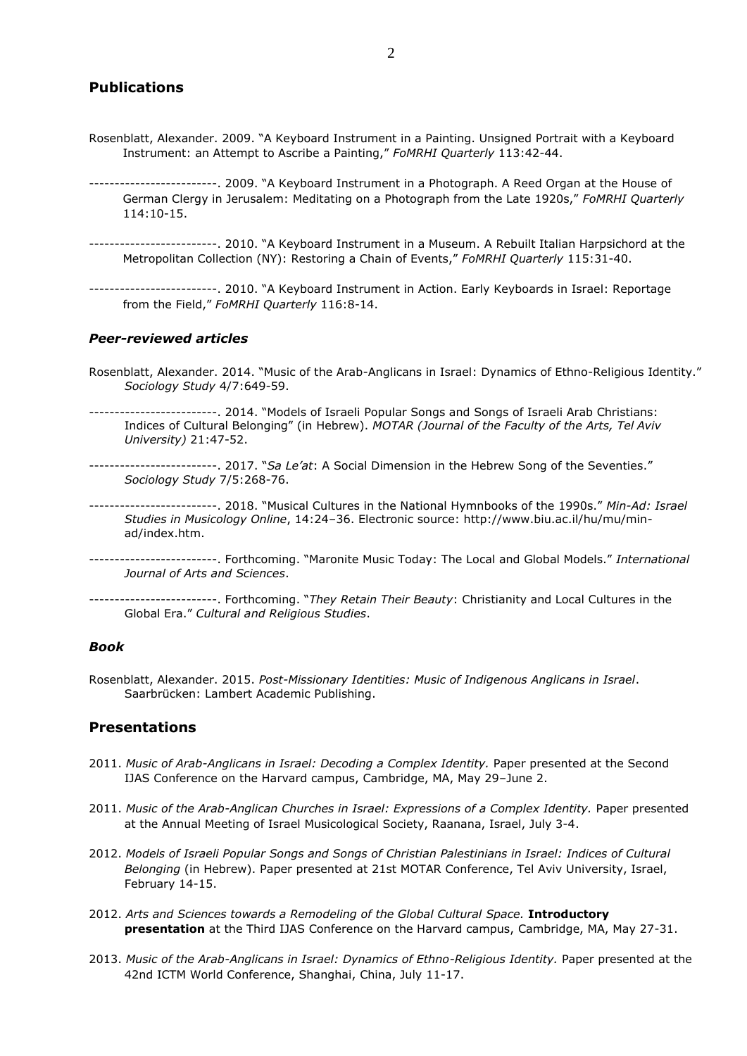## Publications

Rosenblatt, Alexander. 2009. "A Keyboard Instrument in a Painting. Unsigned Portrait with a Keyboard Instrument: an Attempt to Ascribe a Painting," *FoMRHI Quarterly* 113:42-44.

-------------------------. 2009. "A Keyboard Instrument in a Photograph. A Reed Organ at the House of German Clergy in Jerusalem: Meditating on a Photograph from the Late 1920s," *FoMRHI Quarterly* 114:10-15.

-------------------------. 2010. "A Keyboard Instrument in a Museum. A Rebuilt Italian Harpsichord at the Metropolitan Collection (NY): Restoring a Chain of Events," *FoMRHI Quarterly* 115:31-40.

-------------------------. 2010. "A Keyboard Instrument in Action. Early Keyboards in Israel: Reportage from the Field," *FoMRHI Quarterly* 116:8-14.

### *Peer-reviewed articles*

Rosenblatt, Alexander. 2014. "Music of the Arab-Anglicans in Israel: Dynamics of Ethno-Religious Identity." *Sociology Study* 4/7:649-59.

-------------------------. 2014. "Models of Israeli Popular Songs and Songs of Israeli Arab Christians: Indices of Cultural Belonging" (in Hebrew). *MOTAR (Journal of the Faculty of the Arts, Tel Aviv University)* 21:47-52.

-------------------------. 2017. "*Sa Le'at*: A Social Dimension in the Hebrew Song of the Seventies." *Sociology Study* 7/5:268-76.

-------------------------. 2018. "Musical Cultures in the National Hymnbooks of the 1990s." *Min-Ad: Israel Studies in Musicology Online*, 14:24–36. Electronic source: http://www.biu.ac.il/hu/mu/min-ad/index.htm.

-------------------------. Forthcoming. "Maronite Music Today: The Local and Global Models." *International Journal of Arts and Sciences*.

-------------------------. Forthcoming. "*They Retain Their Beauty*: Christianity and Local Cultures in the Global Era." *Cultural and Religious Studies*.

### *Book*

Rosenblatt, Alexander. 2015. *Post-Missionary Identities: Music of Indigenous Anglicans in Israel*. Saarbrücken: Lambert Academic Publishing.

## Presentations

2011. *Music of Arab-Anglicans in Israel: Decoding a Complex Identity.* Paper presented at the Second IJAS Conference on the Harvard campus, Cambridge, MA, May 29–June 2.

2011. *Music of the Arab-Anglican Churches in Israel: Expressions of a Complex Identity.* Paper presented at the Annual Meeting of Israel Musicological Society, Raanana, Israel, July 3-4.

2012. *Models of Israeli Popular Songs and Songs of Christian Palestinians in Israel: Indices of Cultural Belonging* (in Hebrew). Paper presented at 21st MOTAR Conference, Tel Aviv University, Israel, February 14-15.

2012. *Arts and Sciences towards a Remodeling of the Global Cultural Space.* **Introductory presentation** at the Third IJAS Conference on the Harvard campus, Cambridge, MA, May 27-31.

2013. *Music of the Arab-Anglicans in Israel: Dynamics of Ethno-Religious Identity.* Paper presented at the 42nd ICTM World Conference, Shanghai, China, July 11-17.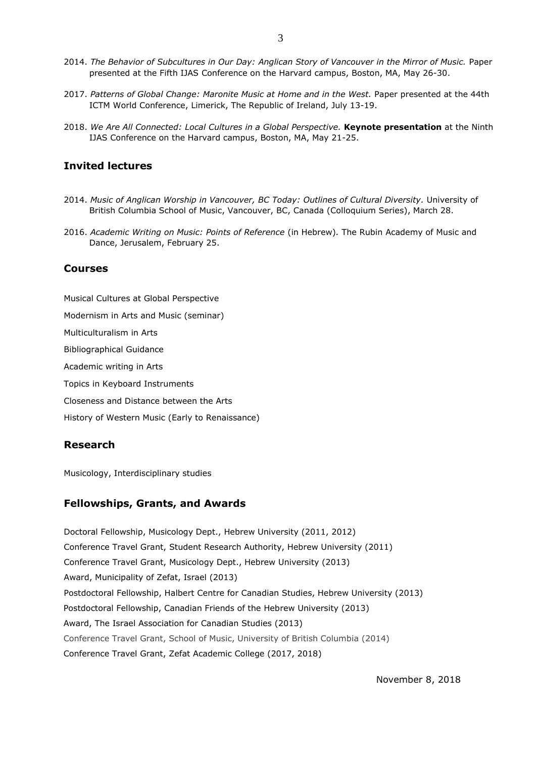2014. *The Behavior of Subcultures in Our Day: Anglican Story of Vancouver in the Mirror of Music.* Paper presented at the Fifth IJAS Conference on the Harvard campus, Boston, MA, May 26-30.

2017. *Patterns of Global Change: Maronite Music at Home and in the West.* Paper presented at the 44th ICTM World Conference, Limerick, The Republic of Ireland, July 13-19.

2018. *We Are All Connected: Local Cultures in a Global Perspective.* **Keynote presentation** at the Ninth IJAS Conference on the Harvard campus, Boston, MA, May 21-25.

## Invited lectures

2014. *Music of Anglican Worship in Vancouver, BC Today: Outlines of Cultural Diversity.* University of British Columbia School of Music, Vancouver, BC, Canada (Colloquium Series), March 28.

2016. *Academic Writing on Music: Points of Reference* (in Hebrew). The Rubin Academy of Music and Dance, Jerusalem, February 25.

## Courses

Musical Cultures at Global Perspective

Modernism in Arts and Music (seminar)

Multiculturalism in Arts

Bibliographical Guidance

Academic writing in Arts

Topics in Keyboard Instruments

Closeness and Distance between the Arts

History of Western Music (Early to Renaissance)

## Research

Musicology, Interdisciplinary studies

## Fellowships, Grants, and Awards

Doctoral Fellowship, Musicology Dept., Hebrew University (2011, 2012)

Conference Travel Grant, Student Research Authority, Hebrew University (2011)

Conference Travel Grant, Musicology Dept., Hebrew University (2013)

Award, Municipality of Zefat, Israel (2013)

Postdoctoral Fellowship, Halbert Centre for Canadian Studies, Hebrew University (2013)

Postdoctoral Fellowship, Canadian Friends of the Hebrew University (2013)

Award, The Israel Association for Canadian Studies (2013)

Conference Travel Grant, School of Music, University of British Columbia (2014)

Conference Travel Grant, Zefat Academic College (2017, 2018)

November 8, 2018